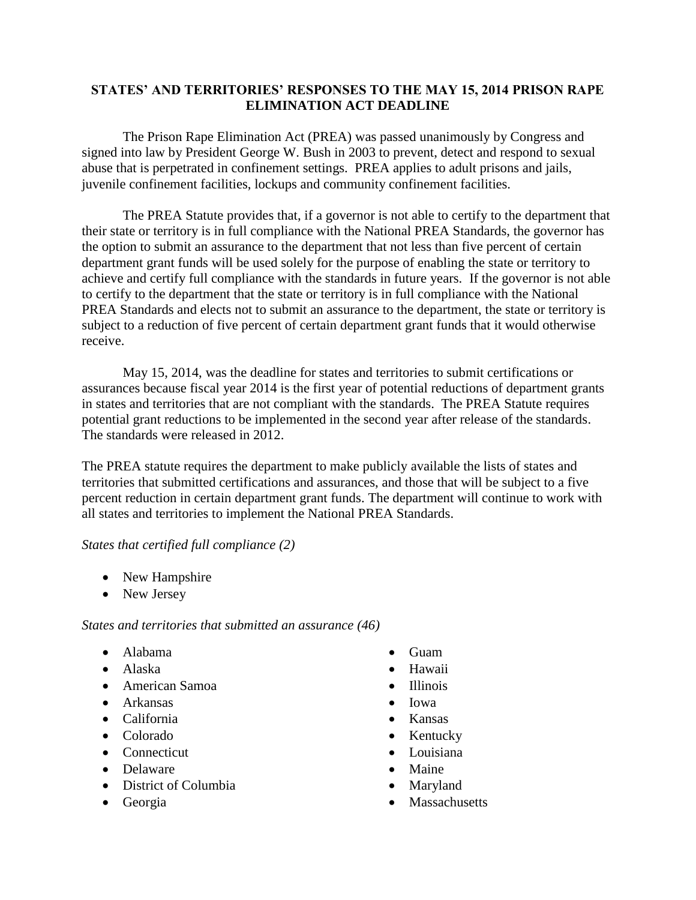# STATES' AND TERRITORIES' RESPONSES TO THE MAY 15, 2014 PRISON RAPE ELIMINATION ACT DEADLINE

The Prison Rape Elimination Act (PREA) was passed unanimously by Congress and signed into law by President George W. Bush in 2003 to prevent, detect and respond to sexual abuse that is perpetrated in confinement settings. PREA applies to adult prisons and jails, juvenile confinement facilities, lockups and community confinement facilities.

The PREA Statute provides that, if a governor is not able to certify to the department that their state or territory is in full compliance with the National PREA Standards, the governor has the option to submit an assurance to the department that not less than five percent of certain department grant funds will be used solely for the purpose of enabling the state or territory to achieve and certify full compliance with the standards in future years. If the governor is not able to certify to the department that the state or territory is in full compliance with the National PREA Standards and elects not to submit an assurance to the department, the state or territory is subject to a reduction of five percent of certain department grant funds that it would otherwise receive.

May 15, 2014, was the deadline for states and territories to submit certifications or assurances because fiscal year 2014 is the first year of potential reductions of department grants in states and territories that are not compliant with the standards. The PREA Statute requires potential grant reductions to be implemented in the second year after release of the standards. The standards were released in 2012.

The PREA statute requires the department to make publicly available the lists of states and territories that submitted certifications and assurances, and those that will be subject to a five percent reduction in certain department grant funds. The department will continue to work with all states and territories to implement the National PREA Standards.

*States that certified full compliance (2)*

- New Hampshire
- New Jersey

*States and territories that submitted an assurance (46)*

- Alabama
- Alaska
- American Samoa
- Arkansas
- California
- Colorado
- Connecticut
- Delaware
- District of Columbia
- Georgia
- Guam
- Hawaii
- Illinois
- Iowa
- Kansas
- Kentucky
- Louisiana
- Maine
- Maryland
- Massachusetts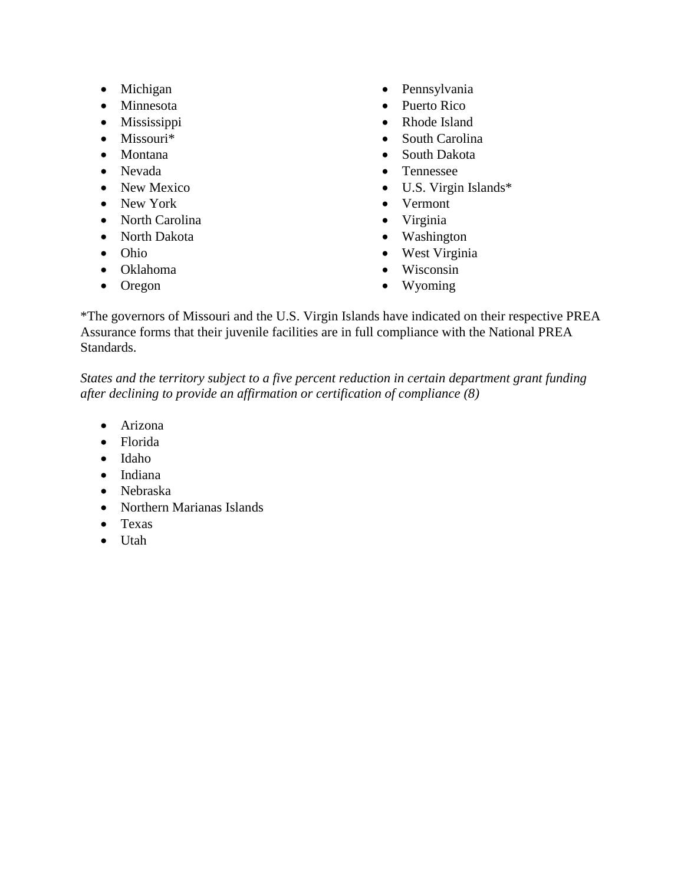- Michigan
- Minnesota
- Mississippi
- Missouri*
- Montana
- Nevada
- New Mexico
- New York
- North Carolina
- North Dakota
- Ohio
- Oklahoma
- Oregon
- Pennsylvania
- Puerto Rico
- Rhode Island
- South Carolina
- South Dakota
- Tennessee
- U.S. Virgin Islands*
- Vermont
- Virginia
- Washington
- West Virginia
- Wisconsin
- Wyoming

*The governors of Missouri and the U.S. Virgin Islands have indicated on their respective PREA Assurance forms that their juvenile facilities are in full compliance with the National PREA Standards.

*States and the territory subject to a five percent reduction in certain department grant funding after declining to provide an affirmation or certification of compliance (8)*

- Arizona
- Florida
- Idaho
- Indiana
- Nebraska
- Northern Marianas Islands
- Texas
- Utah